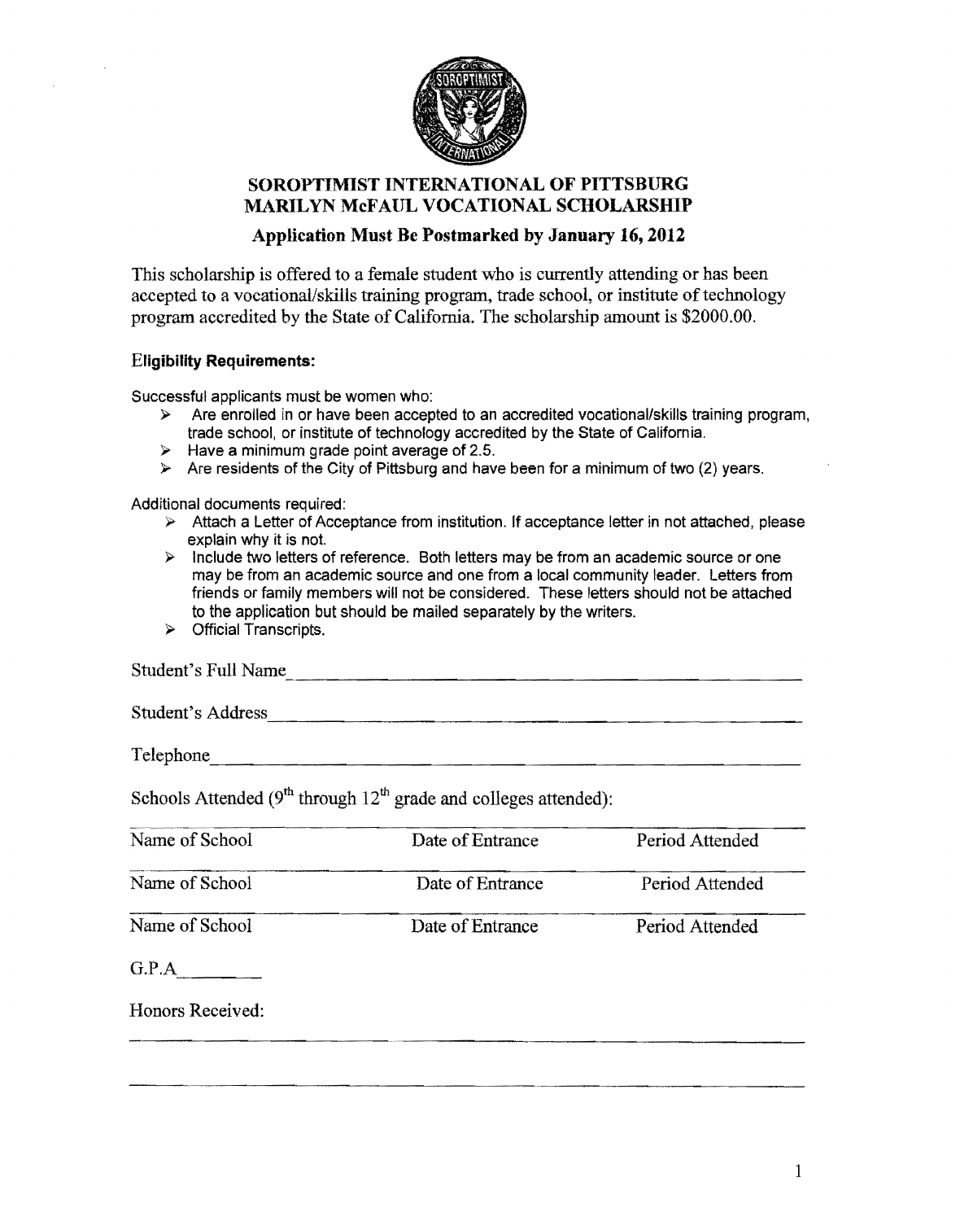# SOROPTIMIST INTERNATIONAL OF PITTSBURG
## MARILYN McFAUL VOCATIONAL SCHOLARSHIP
### Application Must Be Postmarked by January 16, 2012

This scholarship is offered to a female student who is currently attending or has been accepted to a vocational/skills training program, trade school, or institute of technology program accredited by the State of California. The scholarship amount is $2000.00.

**Eligibility Requirements:**

Successful applicants must be women who:

- Are enrolled in or have been accepted to an accredited vocational/skills training program, trade school, or institute of technology accredited by the State of California.
- Have a minimum grade point average of 2.5.
- Are residents of the City of Pittsburg and have been for a minimum of two (2) years.

Additional documents required:

- Attach a Letter of Acceptance from institution. If acceptance letter in not attached, please explain why it is not.
- Include two letters of reference. Both letters may be from an academic source or one may be from an academic source and one from a local community leader. Letters from friends or family members will not be considered. These letters should not be attached to the application but should be mailed separately by the writers.
- Official Transcripts.

Student's Full Name_______________________________________________

Student's Address_________________________________________________

Telephone________________________________________________________

Schools Attended (9th through 12th grade and colleges attended):

| Name of School | Date of Entrance | Period Attended |
|---|---|---|
| Name of School | Date of Entrance | Period Attended |
| Name of School | Date of Entrance | Period Attended |

G.P.A________

Honors Received:

_______________________________________________________________

_______________________________________________________________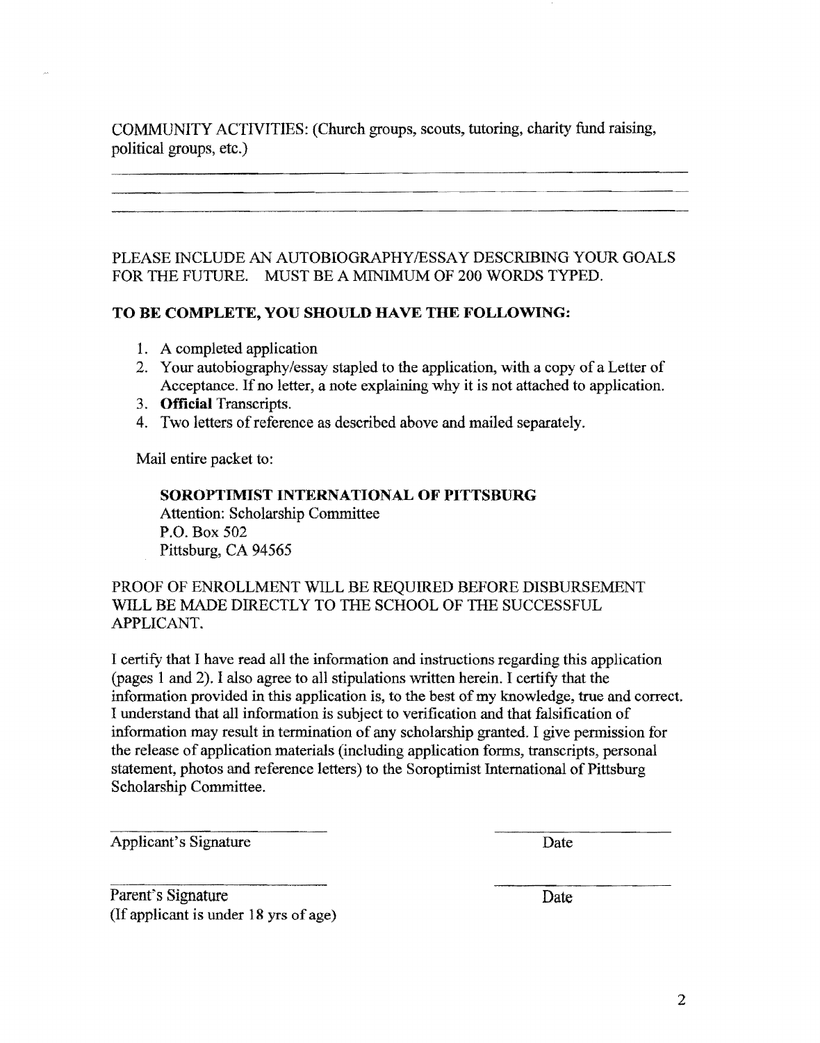COMMUNITY ACTIVITIES: (Church groups, scouts, tutoring, charity fund raising, political groups, etc.)

\_\_\_\_\_\_\_\_\_\_\_\_\_\_\_\_\_\_\_\_\_\_\_\_\_\_\_\_\_\_\_\_\_\_\_\_\_\_\_\_\_\_\_\_\_\_\_\_\_\_\_\_\_\_\_\_

\_\_\_\_\_\_\_\_\_\_\_\_\_\_\_\_\_\_\_\_\_\_\_\_\_\_\_\_\_\_\_\_\_\_\_\_\_\_\_\_\_\_\_\_\_\_\_\_\_\_\_\_\_\_\_\_

\_\_\_\_\_\_\_\_\_\_\_\_\_\_\_\_\_\_\_\_\_\_\_\_\_\_\_\_\_\_\_\_\_\_\_\_\_\_\_\_\_\_\_\_\_\_\_\_\_\_\_\_\_\_\_\_

PLEASE INCLUDE AN AUTOBIOGRAPHY/ESSAY DESCRIBING YOUR GOALS FOR THE FUTURE. MUST BE A MINIMUM OF 200 WORDS TYPED.

**TO BE COMPLETE, YOU SHOULD HAVE THE FOLLOWING:**

1. A completed application
2. Your autobiography/essay stapled to the application, with a copy of a Letter of Acceptance. If no letter, a note explaining why it is not attached to application.
3. **Official** Transcripts.
4. Two letters of reference as described above and mailed separately.

Mail entire packet to:

**SOROPTIMIST INTERNATIONAL OF PITTSBURG**
Attention: Scholarship Committee
P.O. Box 502
Pittsburg, CA 94565

PROOF OF ENROLLMENT WILL BE REQUIRED BEFORE DISBURSEMENT WILL BE MADE DIRECTLY TO THE SCHOOL OF THE SUCCESSFUL APPLICANT.

I certify that I have read all the information and instructions regarding this application (pages 1 and 2). I also agree to all stipulations written herein. I certify that the information provided in this application is, to the best of my knowledge, true and correct. I understand that all information is subject to verification and that falsification of information may result in termination of any scholarship granted. I give permission for the release of application materials (including application forms, transcripts, personal statement, photos and reference letters) to the Soroptimist International of Pittsburg Scholarship Committee.

\_\_\_\_\_\_\_\_\_\_\_\_\_\_\_\_\_\_\_\_\_\_\_\_ \_\_\_\_\_\_\_\_\_\_\_\_\_\_\_\_\_\_\_\_
Applicant's Signature Date

\_\_\_\_\_\_\_\_\_\_\_\_\_\_\_\_\_\_\_\_\_\_\_\_ \_\_\_\_\_\_\_\_\_\_\_\_\_\_\_\_\_\_\_\_
Parent's Signature Date
(If applicant is under 18 yrs of age)